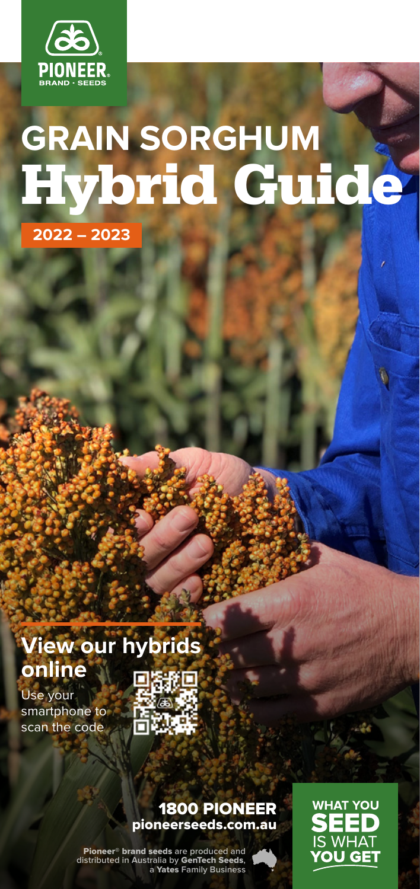PIONEER® BRAND · SEEDS

# GRAIN SORGHUM Hybrid Guide

**2022 – 2023**

## View our hybrids online

Use your smartphone to scan the code

**1800 PIONEER**
**pioneerseeds.com.au**

**Pioneer® brand seeds** are produced and distributed in Australia by **GenTech Seeds**, a **Yates** Family Business

**WHAT YOU SEED IS WHAT YOU GET**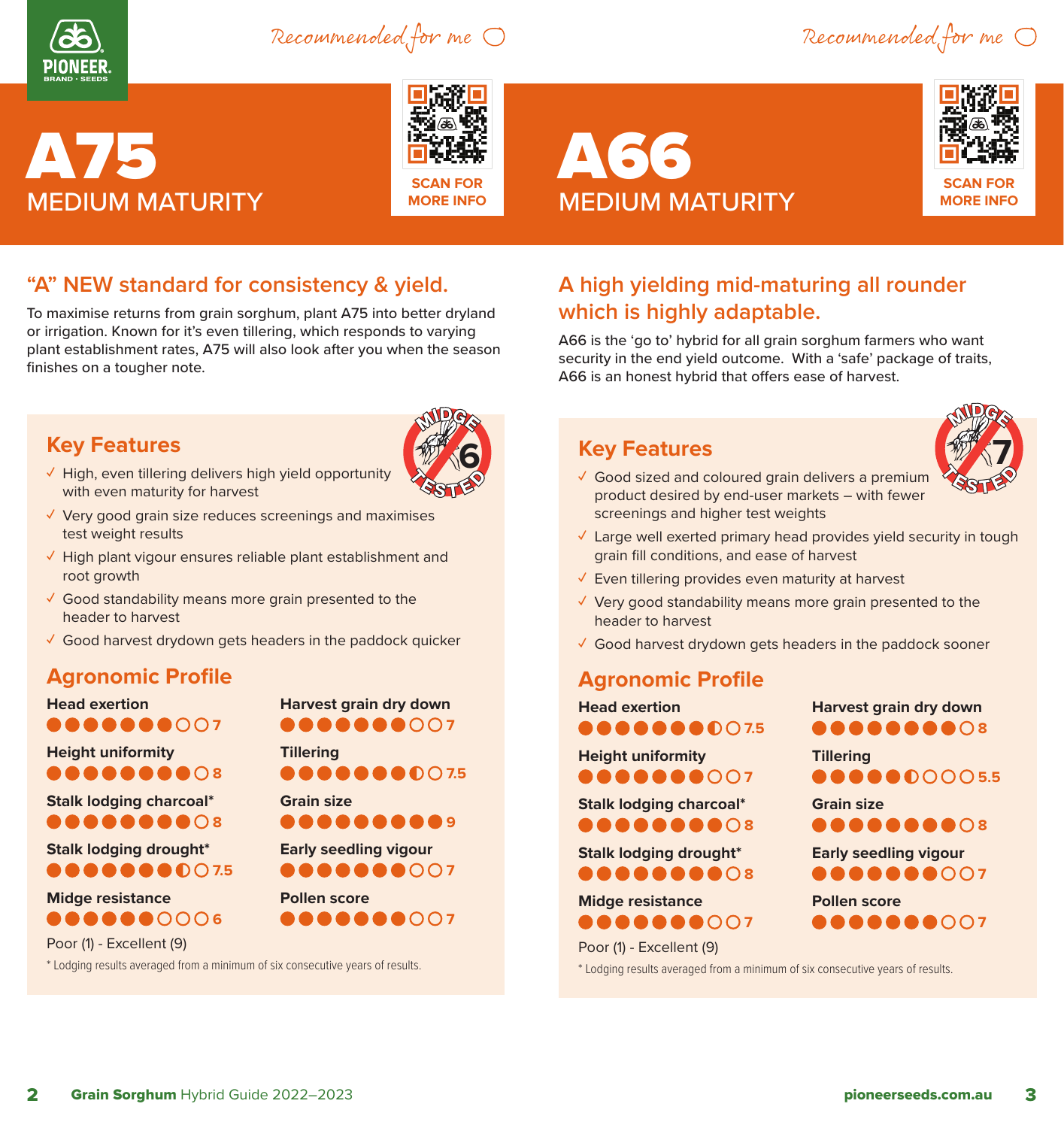Recommended for me

# A75

## MEDIUM MATURITY

SCAN FOR MORE INFO

### "A" NEW standard for consistency & yield.

To maximise returns from grain sorghum, plant A75 into better dryland or irrigation. Known for it's even tillering, which responds to varying plant establishment rates, A75 will also look after you when the season finishes on a tougher note.

### Key Features

MIDGE TESTED 6

- ✓ High, even tillering delivers high yield opportunity with even maturity for harvest
- ✓ Very good grain size reduces screenings and maximises test weight results
- ✓ High plant vigour ensures reliable plant establishment and root growth
- ✓ Good standability means more grain presented to the header to harvest
- ✓ Good harvest drydown gets headers in the paddock quicker

### Agronomic Profile

| Trait | Score |
|---|---|
| Head exertion | 7 |
| Height uniformity | 8 |
| Stalk lodging charcoal* | 8 |
| Stalk lodging drought* | 7.5 |
| Midge resistance | 6 |
| Harvest grain dry down | 7 |
| Tillering | 7.5 |
| Grain size | 9 |
| Early seedling vigour | 7 |
| Pollen score | 7 |

Poor (1) - Excellent (9)

* Lodging results averaged from a minimum of six consecutive years of results.

Recommended for me

# A66

## MEDIUM MATURITY

SCAN FOR MORE INFO

### A high yielding mid-maturing all rounder which is highly adaptable.

A66 is the 'go to' hybrid for all grain sorghum farmers who want security in the end yield outcome. With a 'safe' package of traits, A66 is an honest hybrid that offers ease of harvest.

### Key Features

MIDGE TESTED 7

- ✓ Good sized and coloured grain delivers a premium product desired by end-user markets – with fewer screenings and higher test weights
- ✓ Large well exerted primary head provides yield security in tough grain fill conditions, and ease of harvest
- ✓ Even tillering provides even maturity at harvest
- ✓ Very good standability means more grain presented to the header to harvest
- ✓ Good harvest drydown gets headers in the paddock sooner

### Agronomic Profile

| Trait | Score |
|---|---|
| Head exertion | 7.5 |
| Height uniformity | 7 |
| Stalk lodging charcoal* | 8 |
| Stalk lodging drought* | 8 |
| Midge resistance | 7 |
| Harvest grain dry down | 8 |
| Tillering | 5.5 |
| Grain size | 8 |
| Early seedling vigour | 7 |
| Pollen score | 7 |

Poor (1) - Excellent (9)

* Lodging results averaged from a minimum of six consecutive years of results.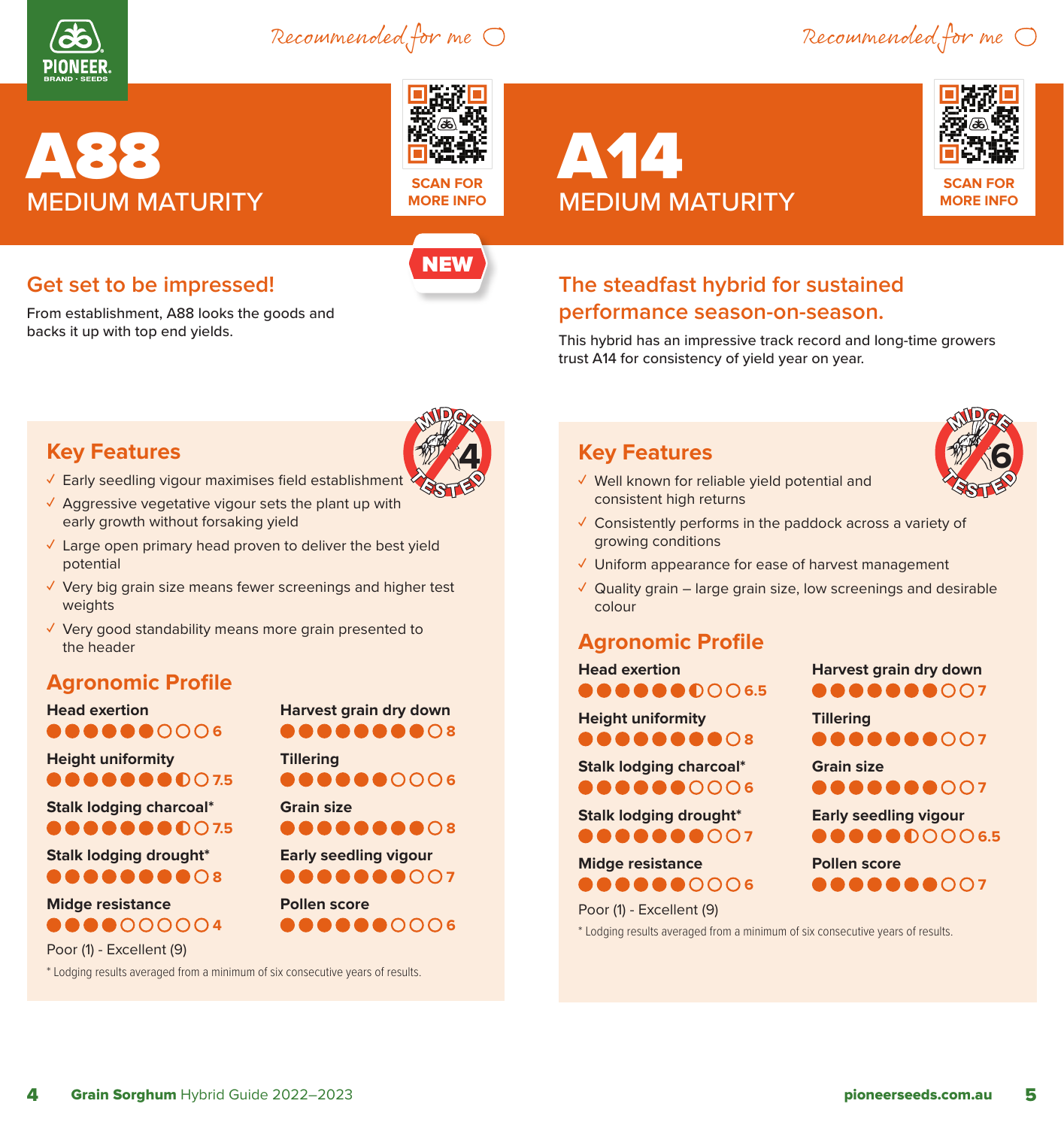Recommended for me

# A88

MEDIUM MATURITY

SCAN FOR MORE INFO

NEW

## Get set to be impressed!

From establishment, A88 looks the goods and backs it up with top end yields.

MIDGE TESTED 4

### Key Features

- ✓ Early seedling vigour maximises field establishment
- ✓ Aggressive vegetative vigour sets the plant up with early growth without forsaking yield
- ✓ Large open primary head proven to deliver the best yield potential
- ✓ Very big grain size means fewer screenings and higher test weights
- ✓ Very good standability means more grain presented to the header

### Agronomic Profile

| Trait | Score |
| --- | --- |
| Head exertion | 6 |
| Height uniformity | 7.5 |
| Stalk lodging charcoal* | 7.5 |
| Stalk lodging drought* | 8 |
| Midge resistance | 4 |
| Harvest grain dry down | 8 |
| Tillering | 6 |
| Grain size | 8 |
| Early seedling vigour | 7 |
| Pollen score | 6 |

Poor (1) - Excellent (9)

\* Lodging results averaged from a minimum of six consecutive years of results.

Recommended for me

# A14

MEDIUM MATURITY

SCAN FOR MORE INFO

## The steadfast hybrid for sustained performance season-on-season.

This hybrid has an impressive track record and long-time growers trust A14 for consistency of yield year on year.

MIDGE TESTED 6

### Key Features

- ✓ Well known for reliable yield potential and consistent high returns
- ✓ Consistently performs in the paddock across a variety of growing conditions
- ✓ Uniform appearance for ease of harvest management
- ✓ Quality grain – large grain size, low screenings and desirable colour

### Agronomic Profile

| Trait | Score |
| --- | --- |
| Head exertion | 6.5 |
| Height uniformity | 8 |
| Stalk lodging charcoal* | 6 |
| Stalk lodging drought* | 7 |
| Midge resistance | 6 |
| Harvest grain dry down | 7 |
| Tillering | 7 |
| Grain size | 7 |
| Early seedling vigour | 6.5 |
| Pollen score | 7 |

Poor (1) - Excellent (9)

\* Lodging results averaged from a minimum of six consecutive years of results.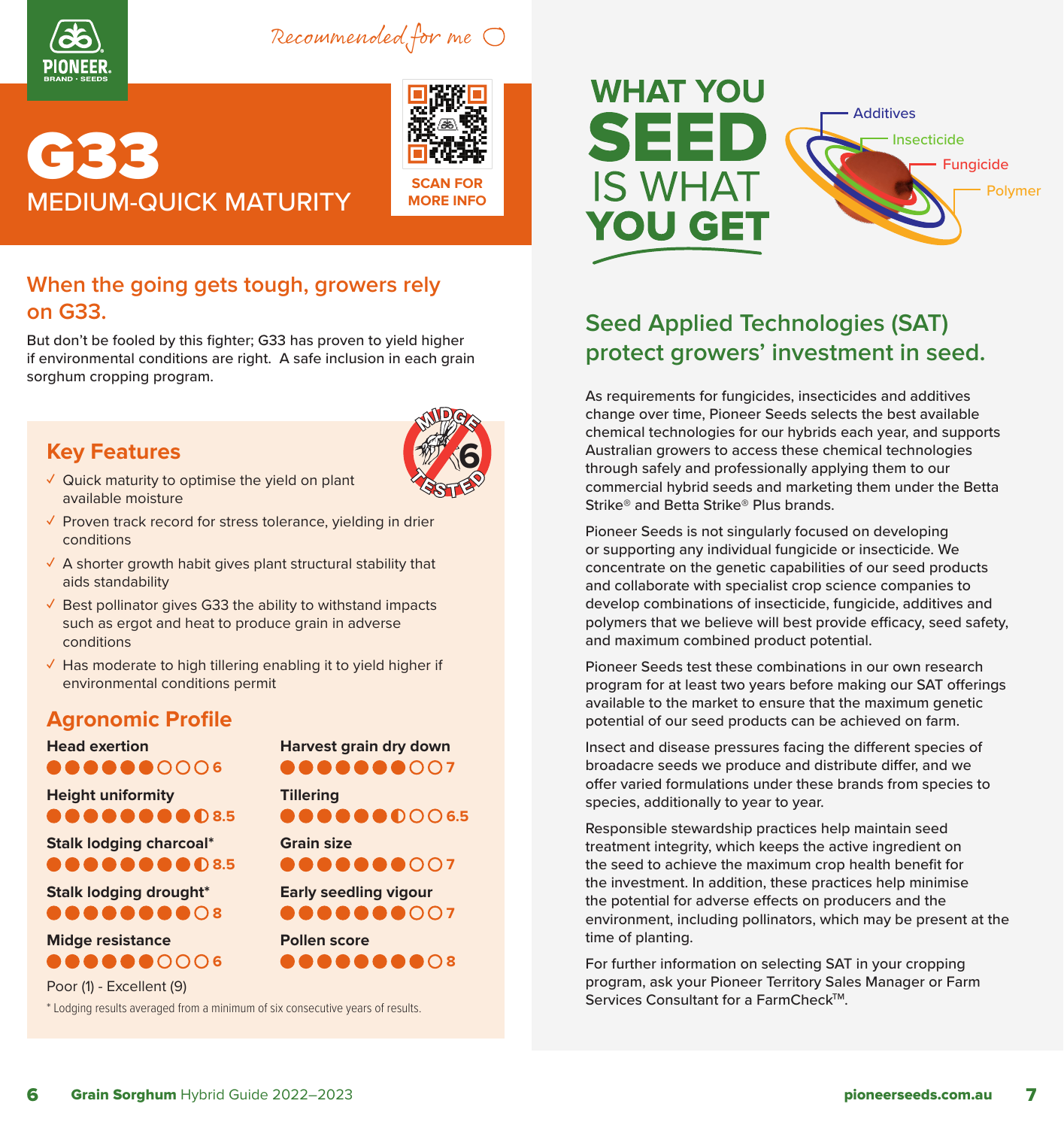Recommended for me

# G33

## MEDIUM-QUICK MATURITY

SCAN FOR MORE INFO

### When the going gets tough, growers rely on G33.

But don't be fooled by this fighter; G33 has proven to yield higher if environmental conditions are right. A safe inclusion in each grain sorghum cropping program.

MIDGE 6 TESTED

### Key Features

- ✓ Quick maturity to optimise the yield on plant available moisture
- ✓ Proven track record for stress tolerance, yielding in drier conditions
- ✓ A shorter growth habit gives plant structural stability that aids standability
- ✓ Best pollinator gives G33 the ability to withstand impacts such as ergot and heat to produce grain in adverse conditions
- ✓ Has moderate to high tillering enabling it to yield higher if environmental conditions permit

### Agronomic Profile

| Trait | Score |
|---|---|
| Head exertion | 6 |
| Height uniformity | 8.5 |
| Stalk lodging charcoal* | 8.5 |
| Stalk lodging drought* | 8 |
| Midge resistance | 6 |
| Harvest grain dry down | 7 |
| Tillering | 6.5 |
| Grain size | 7 |
| Early seedling vigour | 7 |
| Pollen score | 8 |

Poor (1) - Excellent (9)

* Lodging results averaged from a minimum of six consecutive years of results.

# WHAT YOU SEED IS WHAT YOU GET

Additives
Insecticide
Fungicide
Polymer

## Seed Applied Technologies (SAT) protect growers' investment in seed.

As requirements for fungicides, insecticides and additives change over time, Pioneer Seeds selects the best available chemical technologies for our hybrids each year, and supports Australian growers to access these chemical technologies through safely and professionally applying them to our commercial hybrid seeds and marketing them under the Betta Strike® and Betta Strike® Plus brands.

Pioneer Seeds is not singularly focused on developing or supporting any individual fungicide or insecticide. We concentrate on the genetic capabilities of our seed products and collaborate with specialist crop science companies to develop combinations of insecticide, fungicide, additives and polymers that we believe will best provide efficacy, seed safety, and maximum combined product potential.

Pioneer Seeds test these combinations in our own research program for at least two years before making our SAT offerings available to the market to ensure that the maximum genetic potential of our seed products can be achieved on farm.

Insect and disease pressures facing the different species of broadacre seeds we produce and distribute differ, and we offer varied formulations under these brands from species to species, additionally to year to year.

Responsible stewardship practices help maintain seed treatment integrity, which keeps the active ingredient on the seed to achieve the maximum crop health benefit for the investment. In addition, these practices help minimise the potential for adverse effects on producers and the environment, including pollinators, which may be present at the time of planting.

For further information on selecting SAT in your cropping program, ask your Pioneer Territory Sales Manager or Farm Services Consultant for a FarmCheck™.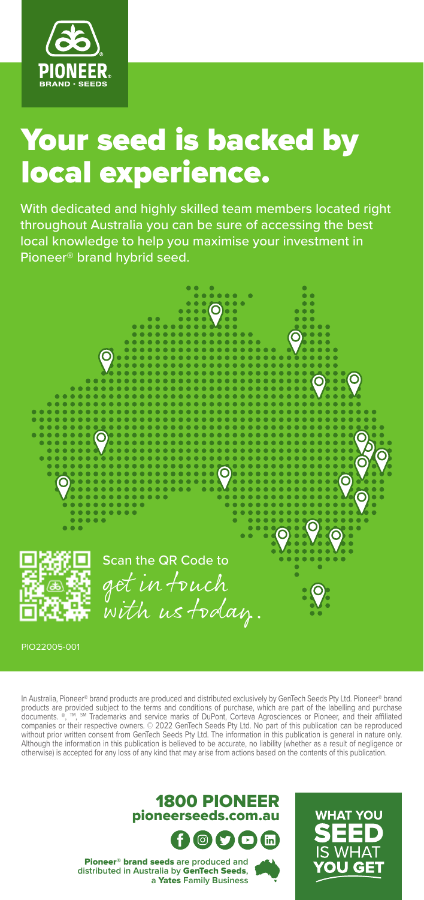PIONEER®
BRAND · SEEDS

# Your seed is backed by local experience.

With dedicated and highly skilled team members located right throughout Australia you can be sure of accessing the best local knowledge to help you maximise your investment in Pioneer® brand hybrid seed.

Scan the QR Code to *get in touch with us today.*

PIO22005-001

In Australia, Pioneer® brand products are produced and distributed exclusively by GenTech Seeds Pty Ltd. Pioneer® brand products are provided subject to the terms and conditions of purchase, which are part of the labelling and purchase documents. ®, ™, ℠ Trademarks and service marks of DuPont, Corteva Agrosciences or Pioneer, and their affiliated companies or their respective owners. © 2022 GenTech Seeds Pty Ltd. No part of this publication can be reproduced without prior written consent from GenTech Seeds Pty Ltd. The information in this publication is general in nature only. Although the information in this publication is believed to be accurate, no liability (whether as a result of negligence or otherwise) is accepted for any loss of any kind that may arise from actions based on the contents of this publication.

**1800 PIONEER**
**pioneerseeds.com.au**

**Pioneer® brand seeds** are produced and distributed in Australia by **GenTech Seeds**, a **Yates** Family Business

**WHAT YOU SEED IS WHAT YOU GET**